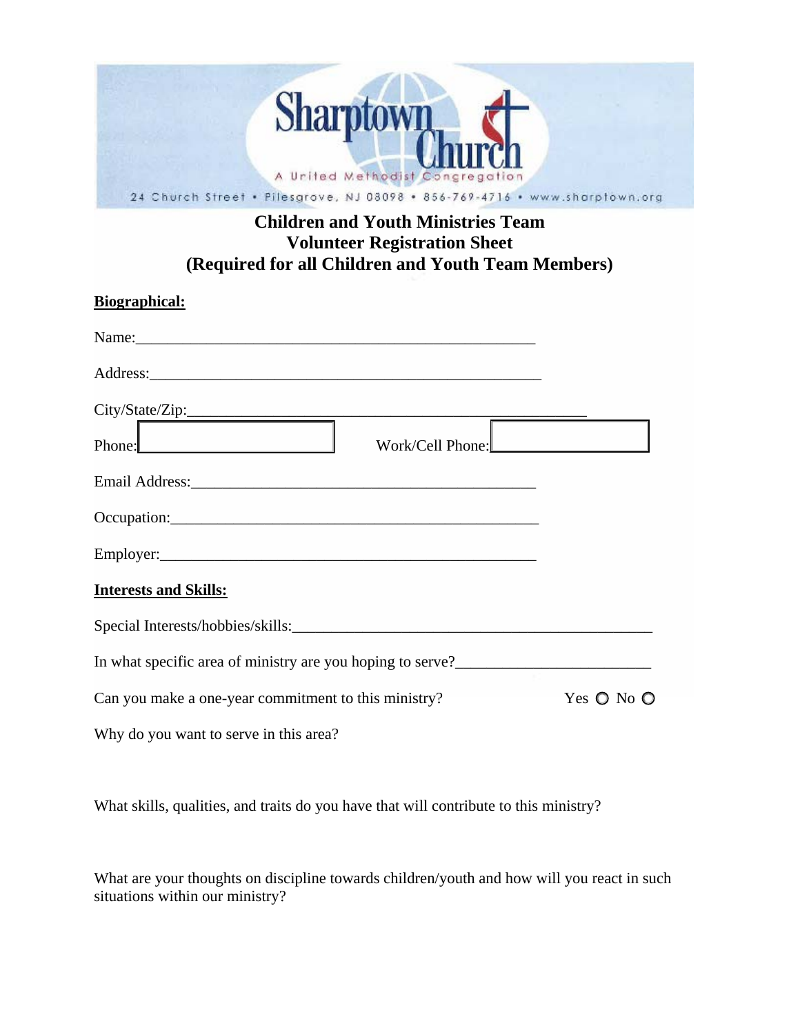Sharptown Church

A United Methodist Congregation

24 Church Street • Pilesgrove, NJ 08098 • 856-769-4716 • www.sharptown.org

## Children and Youth Ministries Team
## Volunteer Registration Sheet
## (Required for all Children and Youth Team Members)

**Biographical:**

Name:_____________________________________________________

Address:___________________________________________________

City/State/Zip:_____________________________________________________

Phone: ____________________ Work/Cell Phone: ____________________

Email Address:_____________________________________________

Occupation:_______________________________________________

Employer:_________________________________________________

**Interests and Skills:**

Special Interests/hobbies/skills:_______________________________________________

In what specific area of ministry are you hoping to serve?_________________________

Can you make a one-year commitment to this ministry? Yes ○ No ○

Why do you want to serve in this area?

What skills, qualities, and traits do you have that will contribute to this ministry?

What are your thoughts on discipline towards children/youth and how will you react in such situations within our ministry?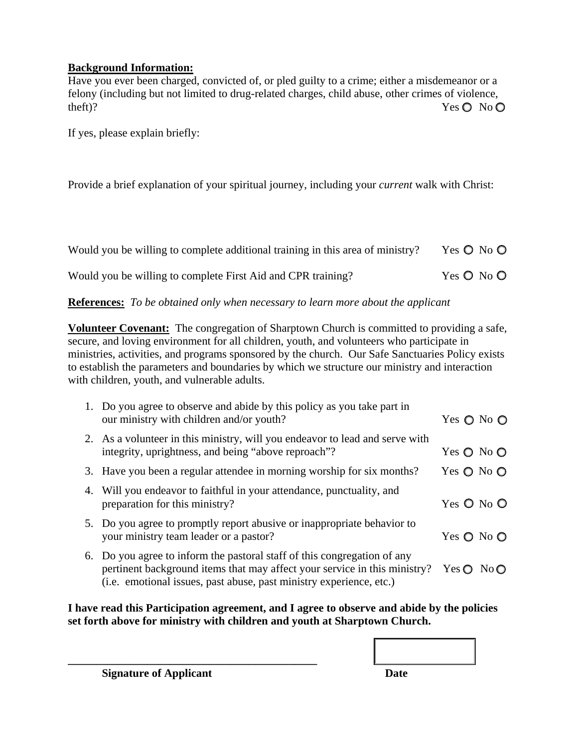**Background Information:**
Have you ever been charged, convicted of, or pled guilty to a crime; either a misdemeanor or a felony (including but not limited to drug-related charges, child abuse, other crimes of violence, theft)? Yes ○ No ○

If yes, please explain briefly:

Provide a brief explanation of your spiritual journey, including your *current* walk with Christ:

Would you be willing to complete additional training in this area of ministry? Yes ○ No ○

Would you be willing to complete First Aid and CPR training? Yes ○ No ○

**References:** *To be obtained only when necessary to learn more about the applicant*

**Volunteer Covenant:** The congregation of Sharptown Church is committed to providing a safe, secure, and loving environment for all children, youth, and volunteers who participate in ministries, activities, and programs sponsored by the church. Our Safe Sanctuaries Policy exists to establish the parameters and boundaries by which we structure our ministry and interaction with children, youth, and vulnerable adults.

1. Do you agree to observe and abide by this policy as you take part in our ministry with children and/or youth? Yes ○ No ○
2. As a volunteer in this ministry, will you endeavor to lead and serve with integrity, uprightness, and being "above reproach"? Yes ○ No ○
3. Have you been a regular attendee in morning worship for six months? Yes ○ No ○
4. Will you endeavor to faithful in your attendance, punctuality, and preparation for this ministry? Yes ○ No ○
5. Do you agree to promptly report abusive or inappropriate behavior to your ministry team leader or a pastor? Yes ○ No ○
6. Do you agree to inform the pastoral staff of this congregation of any pertinent background items that may affect your service in this ministry? (i.e. emotional issues, past abuse, past ministry experience, etc.) Yes ○ No ○

**I have read this Participation agreement, and I agree to observe and abide by the policies set forth above for ministry with children and youth at Sharptown Church.**

\_\_\_\_\_\_\_\_\_\_\_\_\_\_\_\_\_\_\_\_\_\_\_\_\_\_\_\_\_\_\_\_\_\_\_\_\_\_\_\_\_\_\_\_

**Signature of Applicant** **Date**